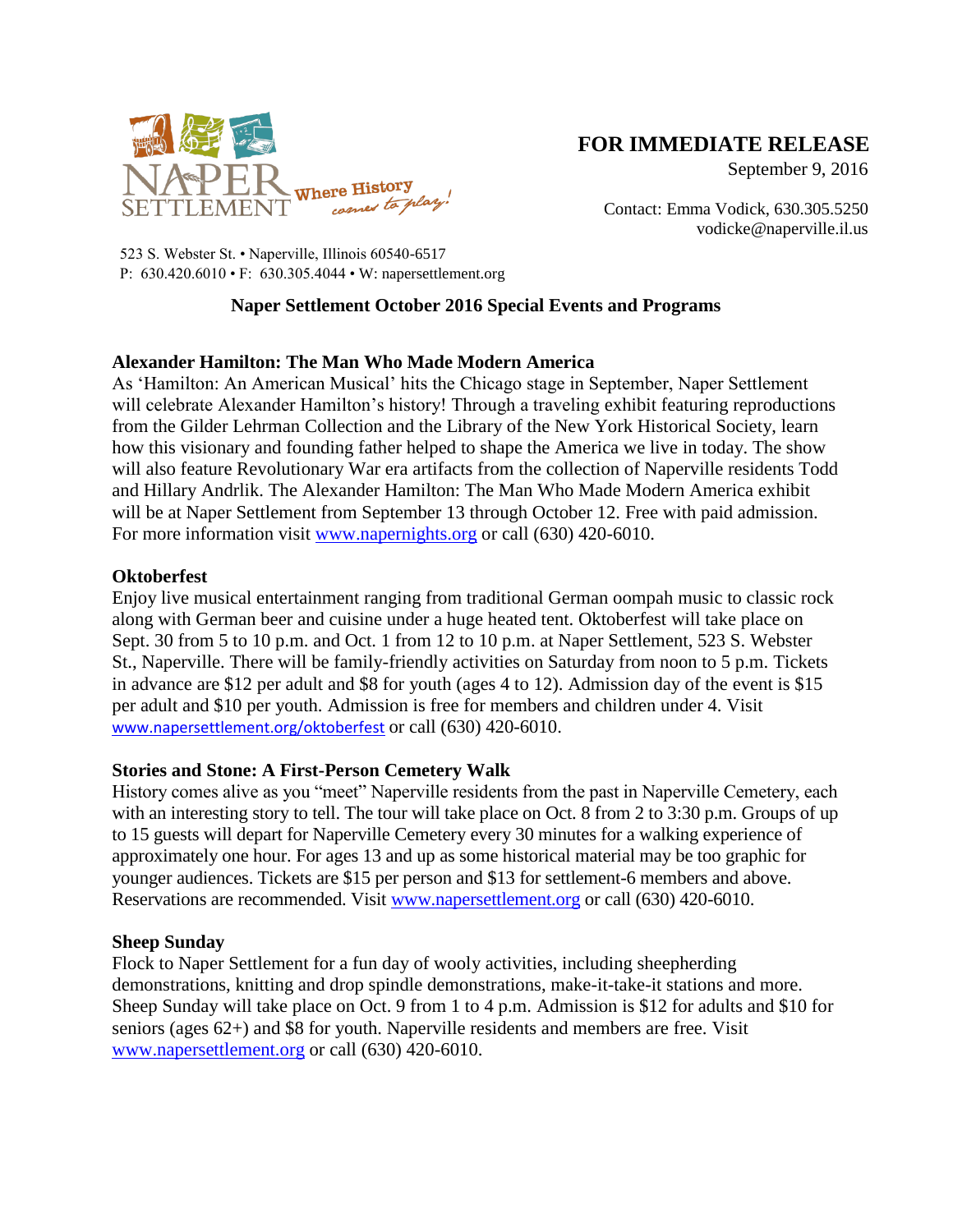NAPER SETTLEMENT Where History comes to play!

523 S. Webster St. • Naperville, Illinois 60540-6517
P: 630.420.6010 • F: 630.305.4044 • W: napersettlement.org

**FOR IMMEDIATE RELEASE**
September 9, 2016

Contact: Emma Vodick, 630.305.5250
vodicke@naperville.il.us

## Naper Settlement October 2016 Special Events and Programs

### Alexander Hamilton: The Man Who Made Modern America

As 'Hamilton: An American Musical' hits the Chicago stage in September, Naper Settlement will celebrate Alexander Hamilton's history! Through a traveling exhibit featuring reproductions from the Gilder Lehrman Collection and the Library of the New York Historical Society, learn how this visionary and founding father helped to shape the America we live in today. The show will also feature Revolutionary War era artifacts from the collection of Naperville residents Todd and Hillary Andrlik. The Alexander Hamilton: The Man Who Made Modern America exhibit will be at Naper Settlement from September 13 through October 12. Free with paid admission. For more information visit www.napernights.org or call (630) 420-6010.

### Oktoberfest

Enjoy live musical entertainment ranging from traditional German oompah music to classic rock along with German beer and cuisine under a huge heated tent. Oktoberfest will take place on Sept. 30 from 5 to 10 p.m. and Oct. 1 from 12 to 10 p.m. at Naper Settlement, 523 S. Webster St., Naperville. There will be family-friendly activities on Saturday from noon to 5 p.m. Tickets in advance are $12 per adult and $8 for youth (ages 4 to 12). Admission day of the event is $15 per adult and $10 per youth. Admission is free for members and children under 4. Visit www.napersettlement.org/oktoberfest or call (630) 420-6010.

### Stories and Stone: A First-Person Cemetery Walk

History comes alive as you "meet" Naperville residents from the past in Naperville Cemetery, each with an interesting story to tell. The tour will take place on Oct. 8 from 2 to 3:30 p.m. Groups of up to 15 guests will depart for Naperville Cemetery every 30 minutes for a walking experience of approximately one hour. For ages 13 and up as some historical material may be too graphic for younger audiences. Tickets are $15 per person and $13 for settlement-6 members and above. Reservations are recommended. Visit www.napersettlement.org or call (630) 420-6010.

### Sheep Sunday

Flock to Naper Settlement for a fun day of wooly activities, including sheepherding demonstrations, knitting and drop spindle demonstrations, make-it-take-it stations and more. Sheep Sunday will take place on Oct. 9 from 1 to 4 p.m. Admission is $12 for adults and $10 for seniors (ages 62+) and $8 for youth. Naperville residents and members are free. Visit www.napersettlement.org or call (630) 420-6010.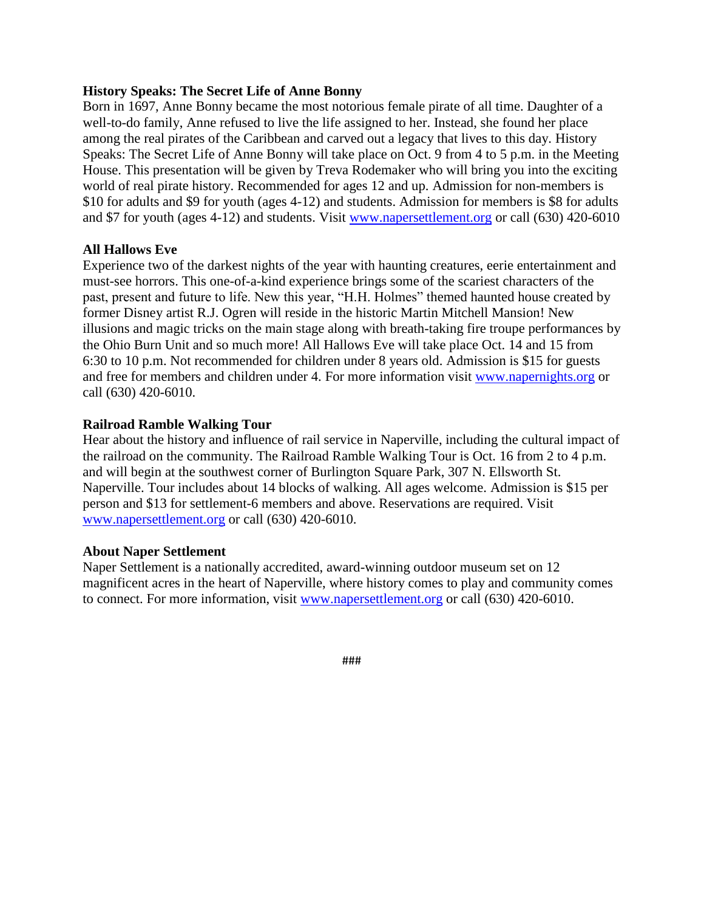**History Speaks: The Secret Life of Anne Bonny**

Born in 1697, Anne Bonny became the most notorious female pirate of all time. Daughter of a well-to-do family, Anne refused to live the life assigned to her. Instead, she found her place among the real pirates of the Caribbean and carved out a legacy that lives to this day. History Speaks: The Secret Life of Anne Bonny will take place on Oct. 9 from 4 to 5 p.m. in the Meeting House. This presentation will be given by Treva Rodemaker who will bring you into the exciting world of real pirate history. Recommended for ages 12 and up. Admission for non-members is $10 for adults and $9 for youth (ages 4-12) and students. Admission for members is $8 for adults and $7 for youth (ages 4-12) and students. Visit [www.napersettlement.org](http://www.napersettlement.org) or call (630) 420-6010

**All Hallows Eve**

Experience two of the darkest nights of the year with haunting creatures, eerie entertainment and must-see horrors. This one-of-a-kind experience brings some of the scariest characters of the past, present and future to life. New this year, "H.H. Holmes" themed haunted house created by former Disney artist R.J. Ogren will reside in the historic Martin Mitchell Mansion! New illusions and magic tricks on the main stage along with breath-taking fire troupe performances by the Ohio Burn Unit and so much more! All Hallows Eve will take place Oct. 14 and 15 from 6:30 to 10 p.m. Not recommended for children under 8 years old. Admission is $15 for guests and free for members and children under 4. For more information visit [www.napernights.org](http://www.napernights.org) or call (630) 420-6010.

**Railroad Ramble Walking Tour**

Hear about the history and influence of rail service in Naperville, including the cultural impact of the railroad on the community. The Railroad Ramble Walking Tour is Oct. 16 from 2 to 4 p.m. and will begin at the southwest corner of Burlington Square Park, 307 N. Ellsworth St. Naperville. Tour includes about 14 blocks of walking. All ages welcome. Admission is $15 per person and $13 for settlement-6 members and above. Reservations are required. Visit [www.napersettlement.org](http://www.napersettlement.org) or call (630) 420-6010.

**About Naper Settlement**

Naper Settlement is a nationally accredited, award-winning outdoor museum set on 12 magnificent acres in the heart of Naperville, where history comes to play and community comes to connect. For more information, visit [www.napersettlement.org](http://www.napersettlement.org) or call (630) 420-6010.

###